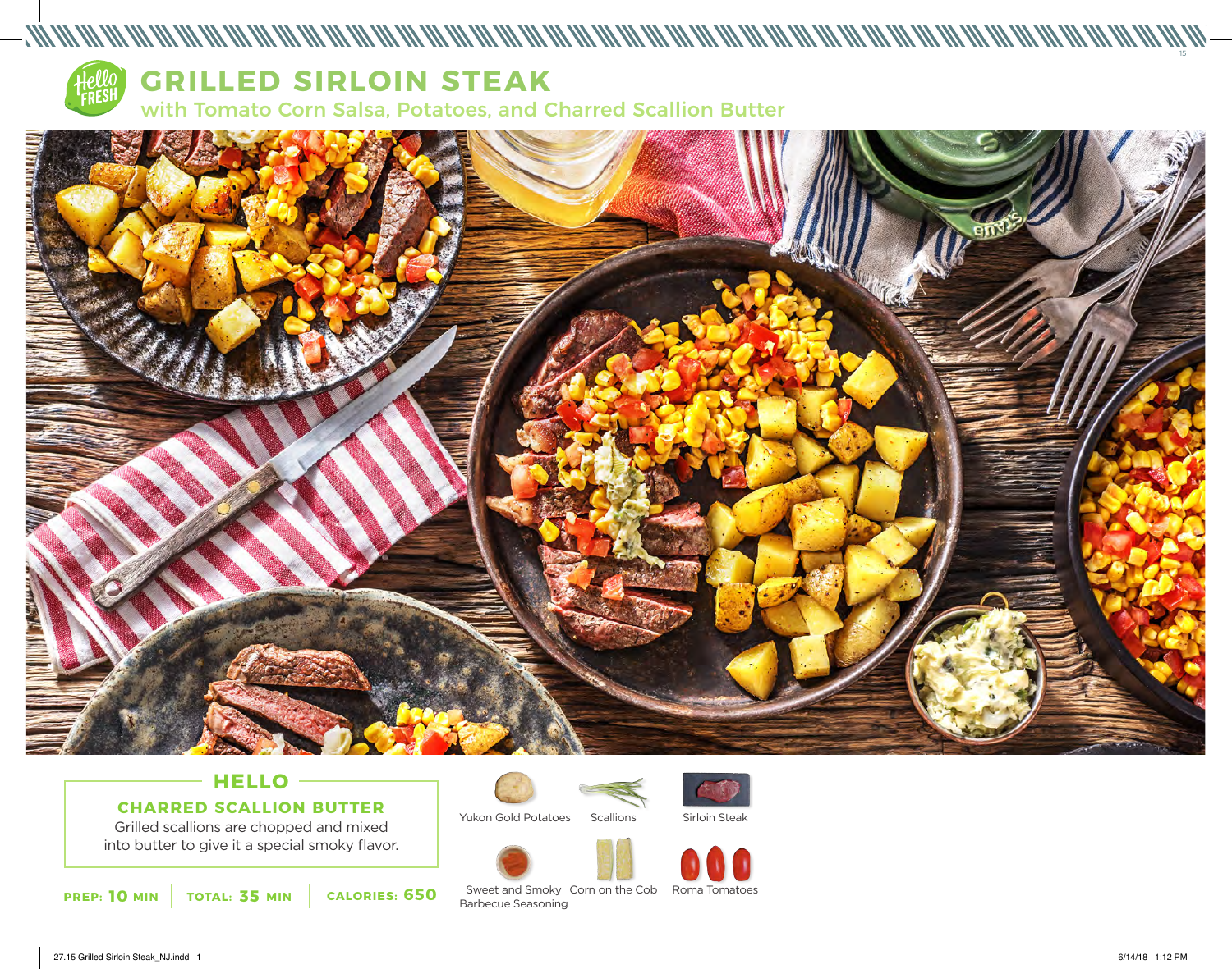# GRILLED SIRLOIN STEAK

## with Tomato Corn Salsa, Potatoes, and Charred Scallion Butter

### HELLO

**CHARRED SCALLION BUTTER**

Grilled scallions are chopped and mixed into butter to give it a special smoky flavor.

**PREP: 10 MIN** | **TOTAL: 35 MIN** | **CALORIES: 650**

- Yukon Gold Potatoes
- Scallions
- Sirloin Steak
- Sweet and Smoky Barbecue Seasoning
- Corn on the Cob
- Roma Tomatoes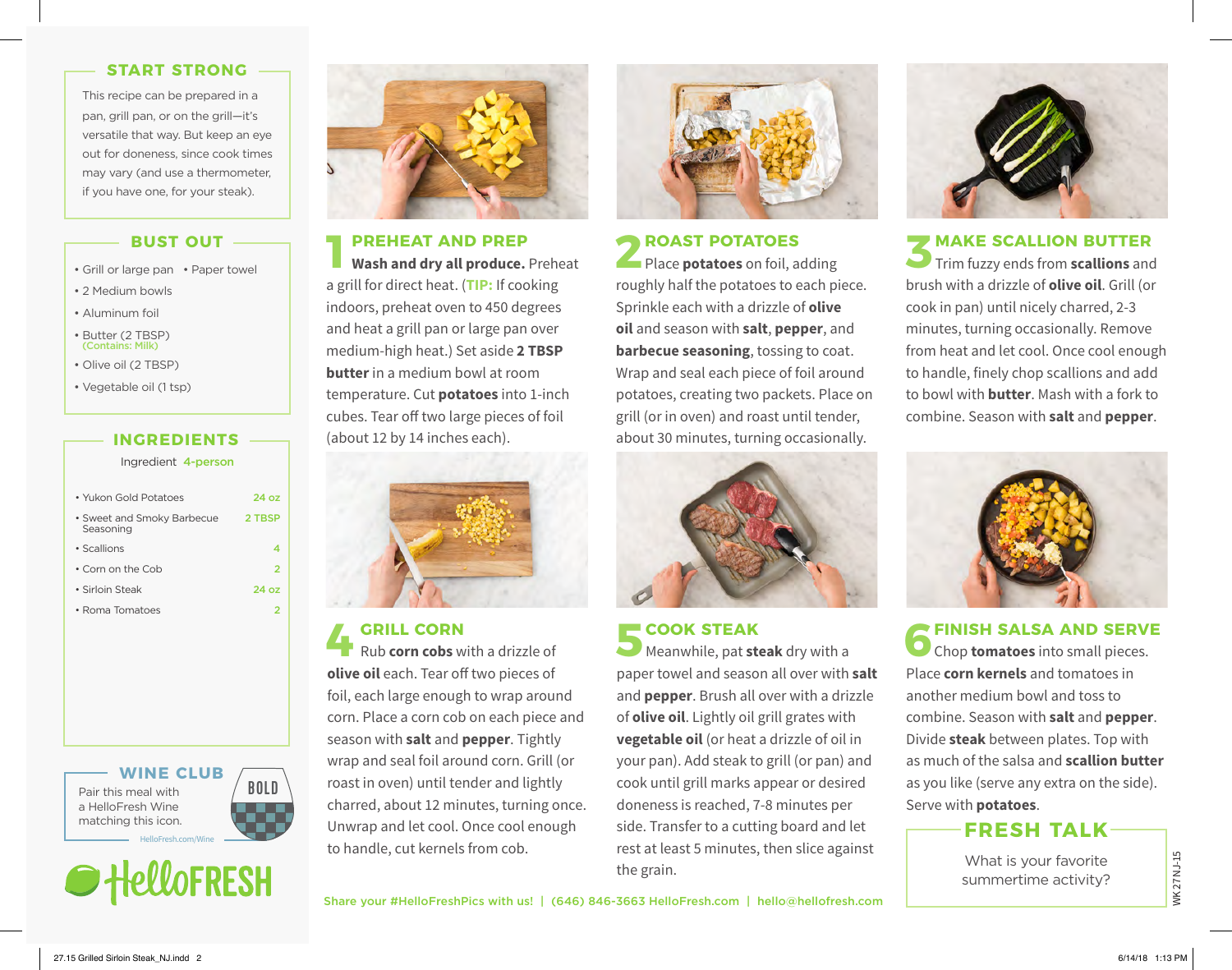## START STRONG

This recipe can be prepared in a pan, grill pan, or on the grill—it's versatile that way. But keep an eye out for doneness, since cook times may vary (and use a thermometer, if you have one, for your steak).

## BUST OUT

- Grill or large pan
- Paper towel
- 2 Medium bowls
- Aluminum foil
- Butter (2 TBSP) (Contains: Milk)
- Olive oil (2 TBSP)
- Vegetable oil (1 tsp)

## INGREDIENTS

| Ingredient | 4-person |
|---|---|
| Yukon Gold Potatoes | 24 oz |
| Sweet and Smoky Barbecue Seasoning | 2 TBSP |
| Scallions | 4 |
| Corn on the Cob | 2 |
| Sirloin Steak | 24 oz |
| Roma Tomatoes | 2 |

## WINE CLUB

Pair this meal with a HelloFresh Wine matching this icon.

BOLD

HelloFresh.com/Wine

HelloFRESH

## 1 PREHEAT AND PREP

**Wash and dry all produce.** Preheat a grill for direct heat. (**TIP:** If cooking indoors, preheat oven to 450 degrees and heat a grill pan or large pan over medium-high heat.) Set aside **2 TBSP butter** in a medium bowl at room temperature. Cut **potatoes** into 1-inch cubes. Tear off two large pieces of foil (about 12 by 14 inches each).

## 2 ROAST POTATOES

Place **potatoes** on foil, adding roughly half the potatoes to each piece. Sprinkle each with a drizzle of **olive oil** and season with **salt**, **pepper**, and **barbecue seasoning**, tossing to coat. Wrap and seal each piece of foil around potatoes, creating two packets. Place on grill (or in oven) and roast until tender, about 30 minutes, turning occasionally.

## 3 MAKE SCALLION BUTTER

Trim fuzzy ends from **scallions** and brush with a drizzle of **olive oil**. Grill (or cook in pan) until nicely charred, 2-3 minutes, turning occasionally. Remove from heat and let cool. Once cool enough to handle, finely chop scallions and add to bowl with **butter**. Mash with a fork to combine. Season with **salt** and **pepper**.

## 4 GRILL CORN

Rub **corn cobs** with a drizzle of **olive oil** each. Tear off two pieces of foil, each large enough to wrap around corn. Place a corn cob on each piece and season with **salt** and **pepper**. Tightly wrap and seal foil around corn. Grill (or roast in oven) until tender and lightly charred, about 12 minutes, turning once. Unwrap and let cool. Once cool enough to handle, cut kernels from cob.

## 5 COOK STEAK

Meanwhile, pat **steak** dry with a paper towel and season all over with **salt** and **pepper**. Brush all over with a drizzle of **olive oil**. Lightly oil grill grates with **vegetable oil** (or heat a drizzle of oil in your pan). Add steak to grill (or pan) and cook until grill marks appear or desired doneness is reached, 7-8 minutes per side. Transfer to a cutting board and let rest at least 5 minutes, then slice against the grain.

## 6 FINISH SALSA AND SERVE

Chop **tomatoes** into small pieces. Place **corn kernels** and tomatoes in another medium bowl and toss to combine. Season with **salt** and **pepper**. Divide **steak** between plates. Top with as much of the salsa and **scallion butter** as you like (serve any extra on the side). Serve with **potatoes**.

## FRESH TALK

What is your favorite summertime activity?

Share your #HelloFreshPics with us! | (646) 846-3663 HelloFresh.com | hello@hellofresh.com

WK27NJ-15